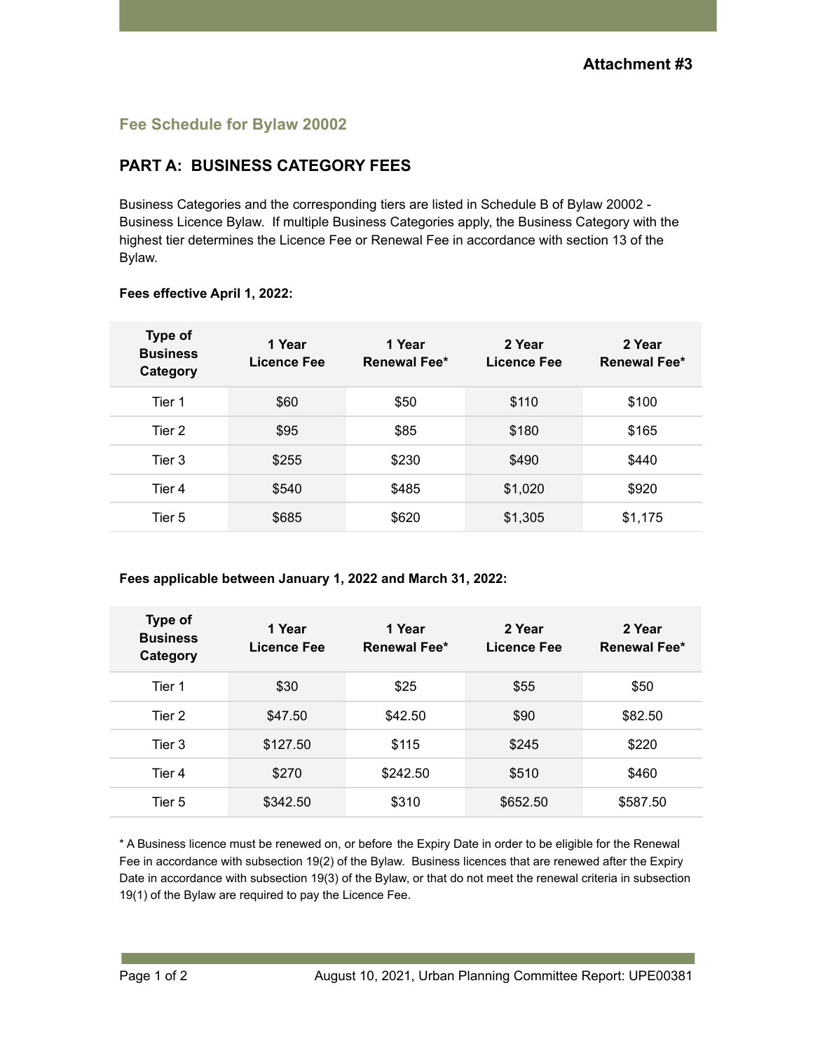**Attachment #3**

## Fee Schedule for Bylaw 20002

## PART A: BUSINESS CATEGORY FEES

Business Categories and the corresponding tiers are listed in Schedule B of Bylaw 20002 - Business Licence Bylaw. If multiple Business Categories apply, the Business Category with the highest tier determines the Licence Fee or Renewal Fee in accordance with section 13 of the Bylaw.

**Fees effective April 1, 2022:**

| Type of Business Category | 1 Year Licence Fee | 1 Year Renewal Fee* | 2 Year Licence Fee | 2 Year Renewal Fee* |
|---|---|---|---|---|
| Tier 1 | $60 | $50 | $110 | $100 |
| Tier 2 | $95 | $85 | $180 | $165 |
| Tier 3 | $255 | $230 | $490 | $440 |
| Tier 4 | $540 | $485 | $1,020 | $920 |
| Tier 5 | $685 | $620 | $1,305 | $1,175 |

**Fees applicable between January 1, 2022 and March 31, 2022:**

| Type of Business Category | 1 Year Licence Fee | 1 Year Renewal Fee* | 2 Year Licence Fee | 2 Year Renewal Fee* |
|---|---|---|---|---|
| Tier 1 | $30 | $25 | $55 | $50 |
| Tier 2 | $47.50 | $42.50 | $90 | $82.50 |
| Tier 3 | $127.50 | $115 | $245 | $220 |
| Tier 4 | $270 | $242.50 | $510 | $460 |
| Tier 5 | $342.50 | $310 | $652.50 | $587.50 |

* A Business licence must be renewed on, or before the Expiry Date in order to be eligible for the Renewal Fee in accordance with subsection 19(2) of the Bylaw. Business licences that are renewed after the Expiry Date in accordance with subsection 19(3) of the Bylaw, or that do not meet the renewal criteria in subsection 19(1) of the Bylaw are required to pay the Licence Fee.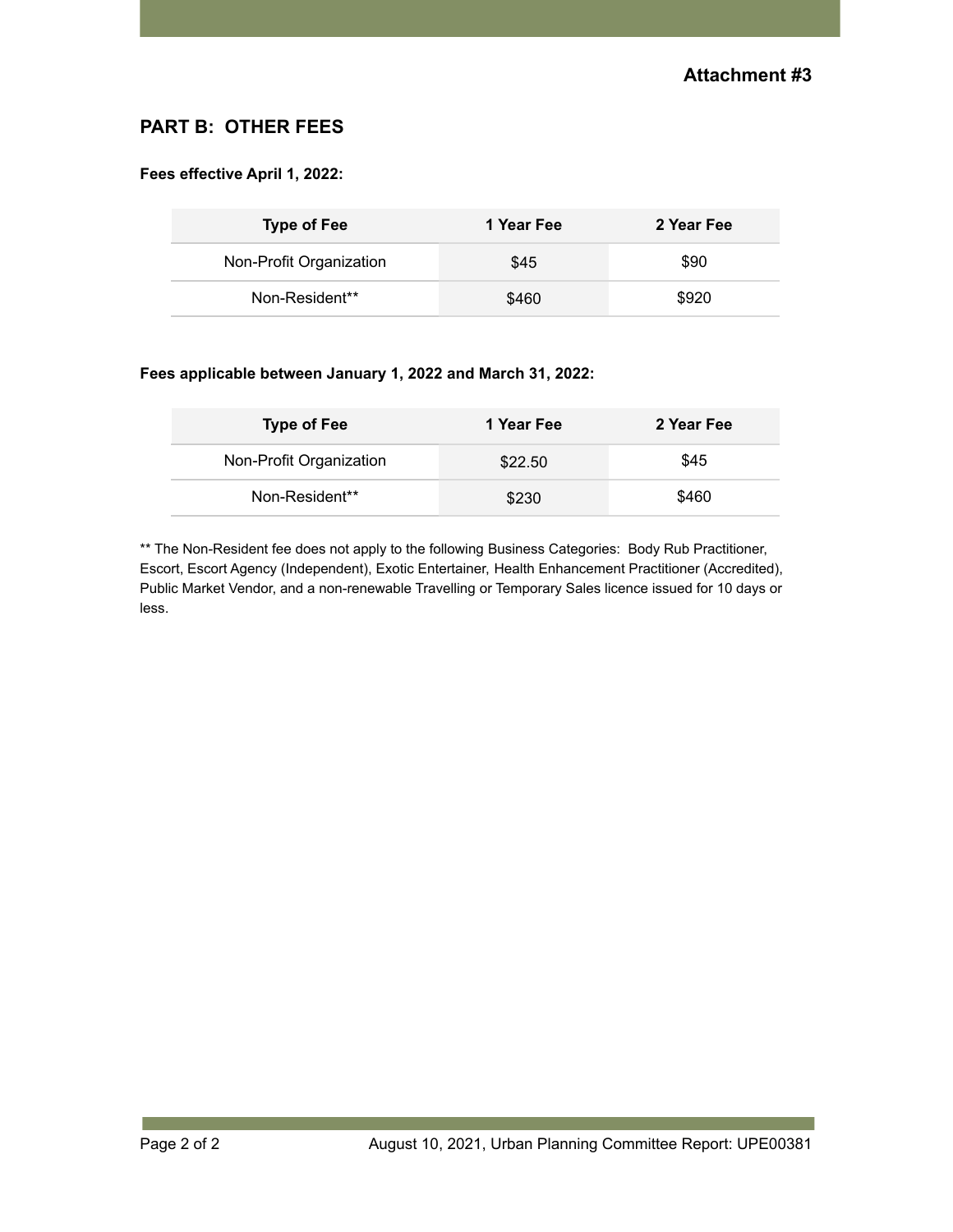Attachment #3

## PART B: OTHER FEES

**Fees effective April 1, 2022:**

| Type of Fee | 1 Year Fee | 2 Year Fee |
|---|---|---|
| Non-Profit Organization | $45 | $90 |
| Non-Resident** | $460 | $920 |

**Fees applicable between January 1, 2022 and March 31, 2022:**

| Type of Fee | 1 Year Fee | 2 Year Fee |
|---|---|---|
| Non-Profit Organization | $22.50 | $45 |
| Non-Resident** | $230 | $460 |

** The Non-Resident fee does not apply to the following Business Categories: Body Rub Practitioner, Escort, Escort Agency (Independent), Exotic Entertainer, Health Enhancement Practitioner (Accredited), Public Market Vendor, and a non-renewable Travelling or Temporary Sales licence issued for 10 days or less.